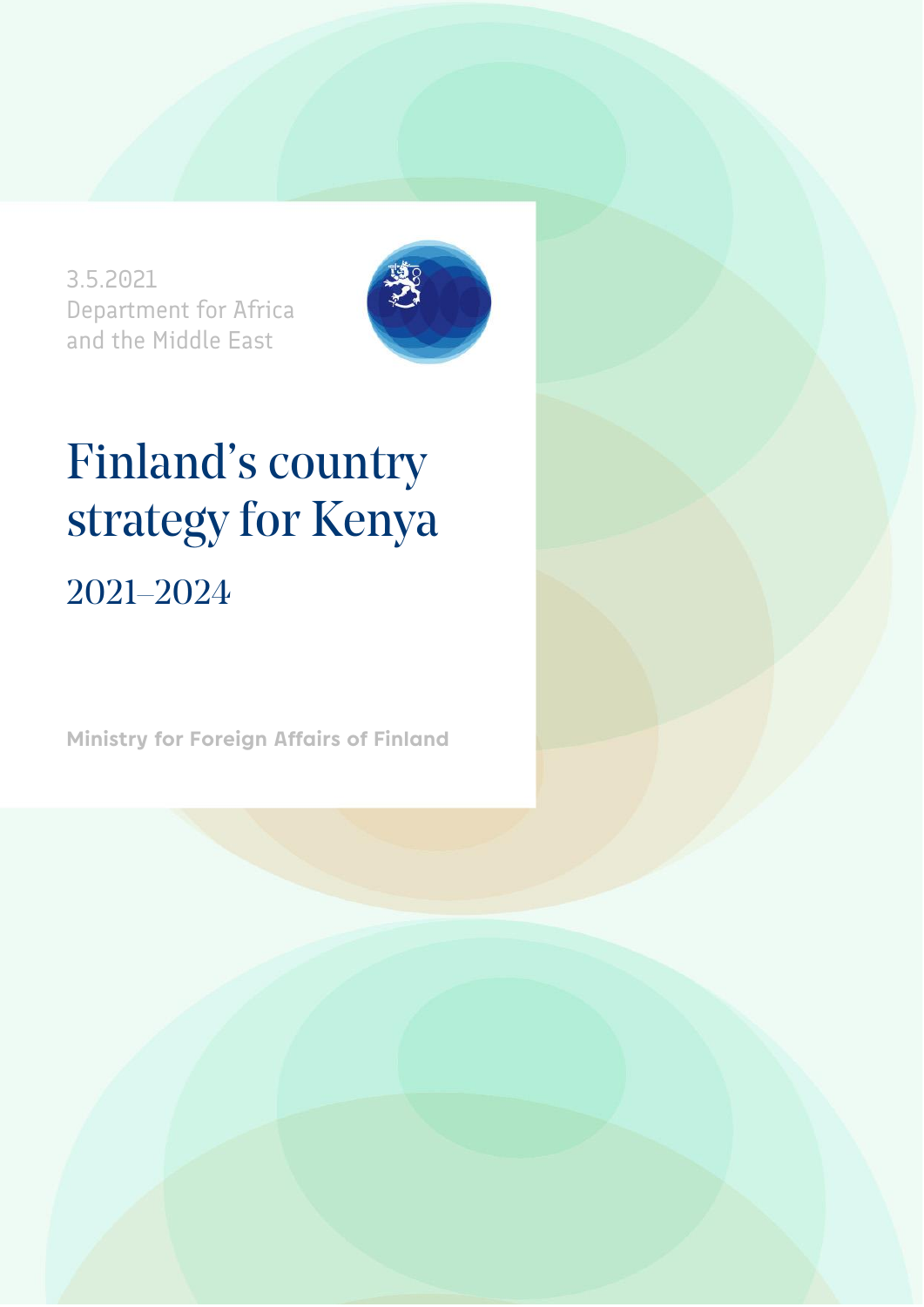3.5.2021
Department for Africa and the Middle East

# Finland's country strategy for Kenya

## 2021–2024

**Ministry for Foreign Affairs of Finland**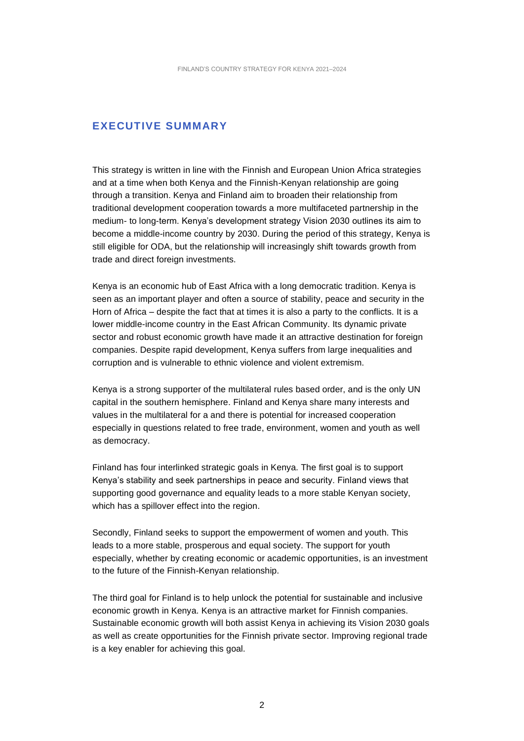## EXECUTIVE SUMMARY

This strategy is written in line with the Finnish and European Union Africa strategies and at a time when both Kenya and the Finnish-Kenyan relationship are going through a transition. Kenya and Finland aim to broaden their relationship from traditional development cooperation towards a more multifaceted partnership in the medium- to long-term. Kenya's development strategy Vision 2030 outlines its aim to become a middle-income country by 2030. During the period of this strategy, Kenya is still eligible for ODA, but the relationship will increasingly shift towards growth from trade and direct foreign investments.

Kenya is an economic hub of East Africa with a long democratic tradition. Kenya is seen as an important player and often a source of stability, peace and security in the Horn of Africa – despite the fact that at times it is also a party to the conflicts. It is a lower middle-income country in the East African Community. Its dynamic private sector and robust economic growth have made it an attractive destination for foreign companies. Despite rapid development, Kenya suffers from large inequalities and corruption and is vulnerable to ethnic violence and violent extremism.

Kenya is a strong supporter of the multilateral rules based order, and is the only UN capital in the southern hemisphere. Finland and Kenya share many interests and values in the multilateral for a and there is potential for increased cooperation especially in questions related to free trade, environment, women and youth as well as democracy.

Finland has four interlinked strategic goals in Kenya. The first goal is to support Kenya's stability and seek partnerships in peace and security. Finland views that supporting good governance and equality leads to a more stable Kenyan society, which has a spillover effect into the region.

Secondly, Finland seeks to support the empowerment of women and youth. This leads to a more stable, prosperous and equal society. The support for youth especially, whether by creating economic or academic opportunities, is an investment to the future of the Finnish-Kenyan relationship.

The third goal for Finland is to help unlock the potential for sustainable and inclusive economic growth in Kenya. Kenya is an attractive market for Finnish companies. Sustainable economic growth will both assist Kenya in achieving its Vision 2030 goals as well as create opportunities for the Finnish private sector. Improving regional trade is a key enabler for achieving this goal.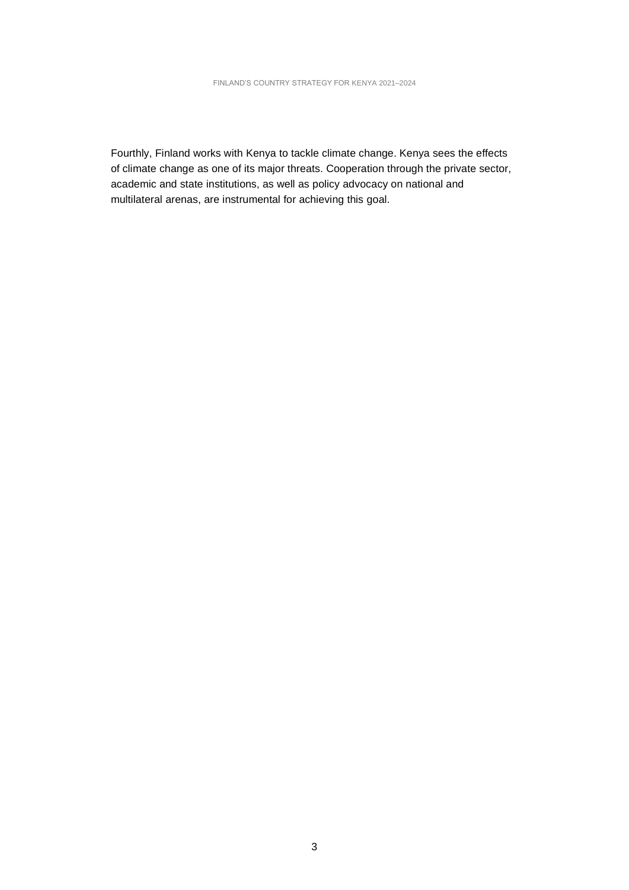Fourthly, Finland works with Kenya to tackle climate change. Kenya sees the effects of climate change as one of its major threats. Cooperation through the private sector, academic and state institutions, as well as policy advocacy on national and multilateral arenas, are instrumental for achieving this goal.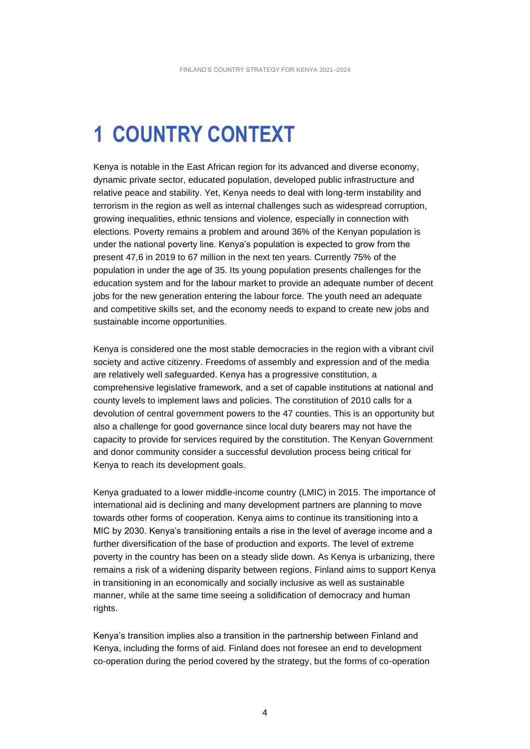# 1 COUNTRY CONTEXT

Kenya is notable in the East African region for its advanced and diverse economy, dynamic private sector, educated population, developed public infrastructure and relative peace and stability. Yet, Kenya needs to deal with long-term instability and terrorism in the region as well as internal challenges such as widespread corruption, growing inequalities, ethnic tensions and violence, especially in connection with elections. Poverty remains a problem and around 36% of the Kenyan population is under the national poverty line. Kenya's population is expected to grow from the present 47,6 in 2019 to 67 million in the next ten years. Currently 75% of the population in under the age of 35. Its young population presents challenges for the education system and for the labour market to provide an adequate number of decent jobs for the new generation entering the labour force. The youth need an adequate and competitive skills set, and the economy needs to expand to create new jobs and sustainable income opportunities.

Kenya is considered one the most stable democracies in the region with a vibrant civil society and active citizenry. Freedoms of assembly and expression and of the media are relatively well safeguarded. Kenya has a progressive constitution, a comprehensive legislative framework, and a set of capable institutions at national and county levels to implement laws and policies. The constitution of 2010 calls for a devolution of central government powers to the 47 counties. This is an opportunity but also a challenge for good governance since local duty bearers may not have the capacity to provide for services required by the constitution. The Kenyan Government and donor community consider a successful devolution process being critical for Kenya to reach its development goals.

Kenya graduated to a lower middle-income country (LMIC) in 2015. The importance of international aid is declining and many development partners are planning to move towards other forms of cooperation. Kenya aims to continue its transitioning into a MIC by 2030. Kenya's transitioning entails a rise in the level of average income and a further diversification of the base of production and exports. The level of extreme poverty in the country has been on a steady slide down. As Kenya is urbanizing, there remains a risk of a widening disparity between regions. Finland aims to support Kenya in transitioning in an economically and socially inclusive as well as sustainable manner, while at the same time seeing a solidification of democracy and human rights.

Kenya's transition implies also a transition in the partnership between Finland and Kenya, including the forms of aid. Finland does not foresee an end to development co-operation during the period covered by the strategy, but the forms of co-operation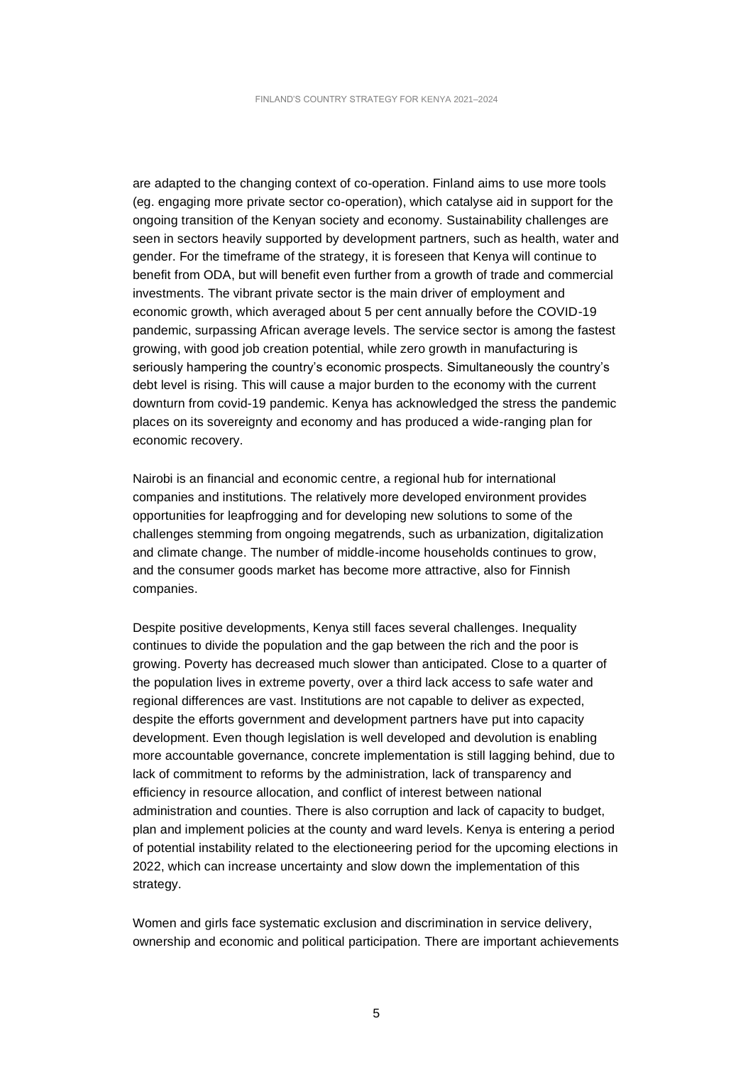are adapted to the changing context of co-operation. Finland aims to use more tools (eg. engaging more private sector co-operation), which catalyse aid in support for the ongoing transition of the Kenyan society and economy. Sustainability challenges are seen in sectors heavily supported by development partners, such as health, water and gender. For the timeframe of the strategy, it is foreseen that Kenya will continue to benefit from ODA, but will benefit even further from a growth of trade and commercial investments. The vibrant private sector is the main driver of employment and economic growth, which averaged about 5 per cent annually before the COVID-19 pandemic, surpassing African average levels. The service sector is among the fastest growing, with good job creation potential, while zero growth in manufacturing is seriously hampering the country's economic prospects. Simultaneously the country's debt level is rising. This will cause a major burden to the economy with the current downturn from covid-19 pandemic. Kenya has acknowledged the stress the pandemic places on its sovereignty and economy and has produced a wide-ranging plan for economic recovery.

Nairobi is an financial and economic centre, a regional hub for international companies and institutions. The relatively more developed environment provides opportunities for leapfrogging and for developing new solutions to some of the challenges stemming from ongoing megatrends, such as urbanization, digitalization and climate change. The number of middle-income households continues to grow, and the consumer goods market has become more attractive, also for Finnish companies.

Despite positive developments, Kenya still faces several challenges. Inequality continues to divide the population and the gap between the rich and the poor is growing. Poverty has decreased much slower than anticipated. Close to a quarter of the population lives in extreme poverty, over a third lack access to safe water and regional differences are vast. Institutions are not capable to deliver as expected, despite the efforts government and development partners have put into capacity development. Even though legislation is well developed and devolution is enabling more accountable governance, concrete implementation is still lagging behind, due to lack of commitment to reforms by the administration, lack of transparency and efficiency in resource allocation, and conflict of interest between national administration and counties. There is also corruption and lack of capacity to budget, plan and implement policies at the county and ward levels. Kenya is entering a period of potential instability related to the electioneering period for the upcoming elections in 2022, which can increase uncertainty and slow down the implementation of this strategy.

Women and girls face systematic exclusion and discrimination in service delivery, ownership and economic and political participation. There are important achievements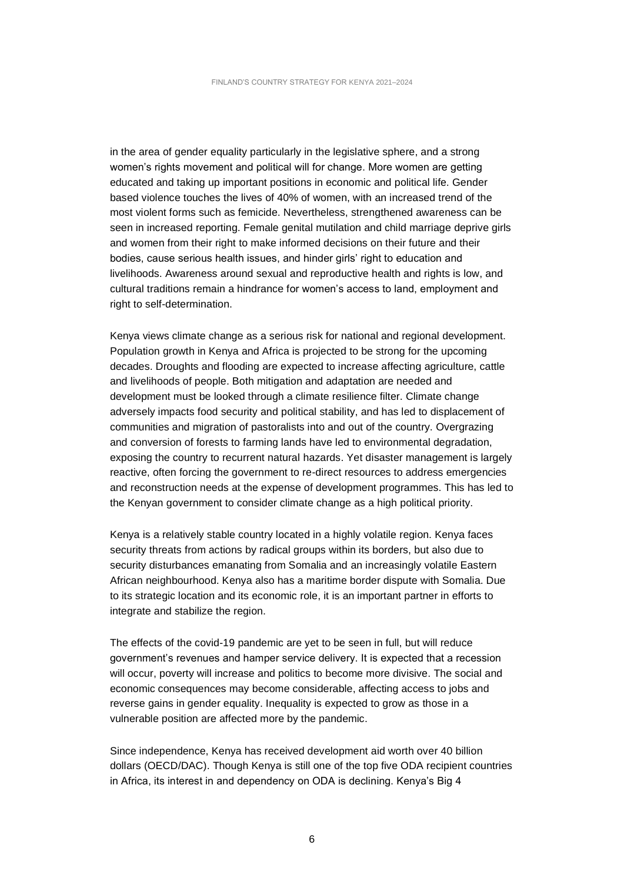in the area of gender equality particularly in the legislative sphere, and a strong women's rights movement and political will for change. More women are getting educated and taking up important positions in economic and political life. Gender based violence touches the lives of 40% of women, with an increased trend of the most violent forms such as femicide. Nevertheless, strengthened awareness can be seen in increased reporting. Female genital mutilation and child marriage deprive girls and women from their right to make informed decisions on their future and their bodies, cause serious health issues, and hinder girls' right to education and livelihoods. Awareness around sexual and reproductive health and rights is low, and cultural traditions remain a hindrance for women's access to land, employment and right to self-determination.

Kenya views climate change as a serious risk for national and regional development. Population growth in Kenya and Africa is projected to be strong for the upcoming decades. Droughts and flooding are expected to increase affecting agriculture, cattle and livelihoods of people. Both mitigation and adaptation are needed and development must be looked through a climate resilience filter. Climate change adversely impacts food security and political stability, and has led to displacement of communities and migration of pastoralists into and out of the country. Overgrazing and conversion of forests to farming lands have led to environmental degradation, exposing the country to recurrent natural hazards. Yet disaster management is largely reactive, often forcing the government to re-direct resources to address emergencies and reconstruction needs at the expense of development programmes. This has led to the Kenyan government to consider climate change as a high political priority.

Kenya is a relatively stable country located in a highly volatile region. Kenya faces security threats from actions by radical groups within its borders, but also due to security disturbances emanating from Somalia and an increasingly volatile Eastern African neighbourhood. Kenya also has a maritime border dispute with Somalia. Due to its strategic location and its economic role, it is an important partner in efforts to integrate and stabilize the region.

The effects of the covid-19 pandemic are yet to be seen in full, but will reduce government's revenues and hamper service delivery. It is expected that a recession will occur, poverty will increase and politics to become more divisive. The social and economic consequences may become considerable, affecting access to jobs and reverse gains in gender equality. Inequality is expected to grow as those in a vulnerable position are affected more by the pandemic.

Since independence, Kenya has received development aid worth over 40 billion dollars (OECD/DAC). Though Kenya is still one of the top five ODA recipient countries in Africa, its interest in and dependency on ODA is declining. Kenya's Big 4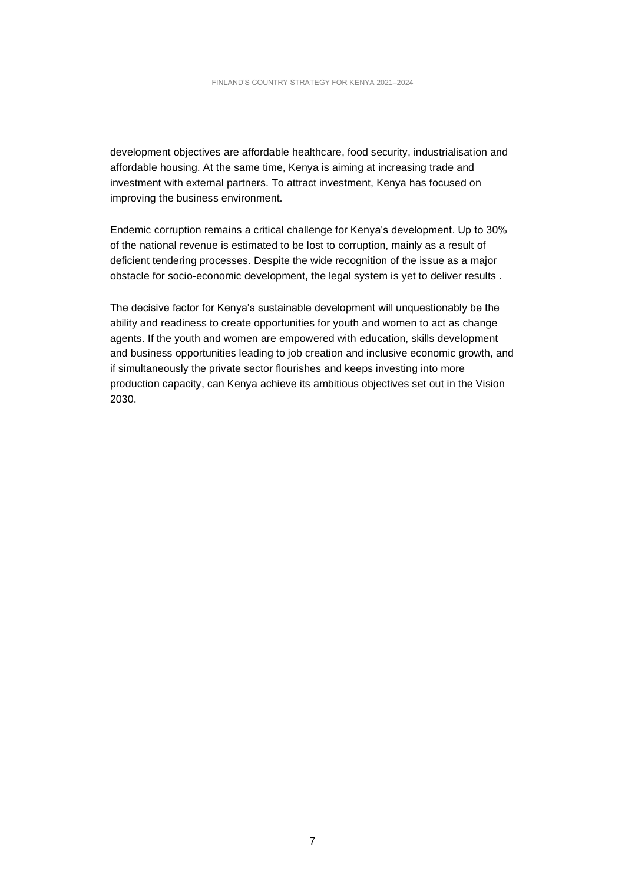development objectives are affordable healthcare, food security, industrialisation and affordable housing. At the same time, Kenya is aiming at increasing trade and investment with external partners. To attract investment, Kenya has focused on improving the business environment.

Endemic corruption remains a critical challenge for Kenya's development. Up to 30% of the national revenue is estimated to be lost to corruption, mainly as a result of deficient tendering processes. Despite the wide recognition of the issue as a major obstacle for socio-economic development, the legal system is yet to deliver results .

The decisive factor for Kenya's sustainable development will unquestionably be the ability and readiness to create opportunities for youth and women to act as change agents. If the youth and women are empowered with education, skills development and business opportunities leading to job creation and inclusive economic growth, and if simultaneously the private sector flourishes and keeps investing into more production capacity, can Kenya achieve its ambitious objectives set out in the Vision 2030.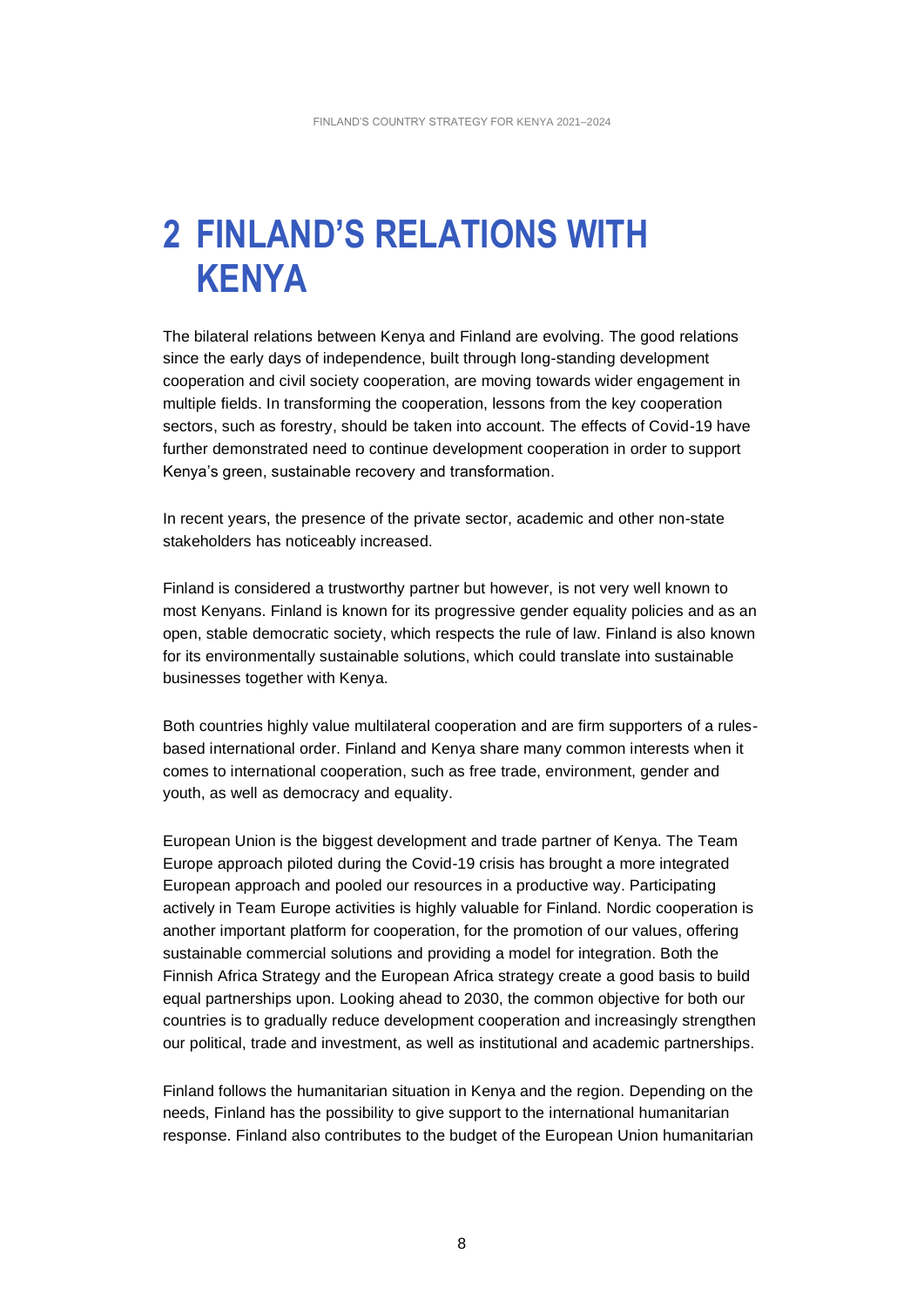# 2 FINLAND'S RELATIONS WITH KENYA

The bilateral relations between Kenya and Finland are evolving. The good relations since the early days of independence, built through long-standing development cooperation and civil society cooperation, are moving towards wider engagement in multiple fields. In transforming the cooperation, lessons from the key cooperation sectors, such as forestry, should be taken into account. The effects of Covid-19 have further demonstrated need to continue development cooperation in order to support Kenya's green, sustainable recovery and transformation.

In recent years, the presence of the private sector, academic and other non-state stakeholders has noticeably increased.

Finland is considered a trustworthy partner but however, is not very well known to most Kenyans. Finland is known for its progressive gender equality policies and as an open, stable democratic society, which respects the rule of law. Finland is also known for its environmentally sustainable solutions, which could translate into sustainable businesses together with Kenya.

Both countries highly value multilateral cooperation and are firm supporters of a rules-based international order. Finland and Kenya share many common interests when it comes to international cooperation, such as free trade, environment, gender and youth, as well as democracy and equality.

European Union is the biggest development and trade partner of Kenya. The Team Europe approach piloted during the Covid-19 crisis has brought a more integrated European approach and pooled our resources in a productive way. Participating actively in Team Europe activities is highly valuable for Finland. Nordic cooperation is another important platform for cooperation, for the promotion of our values, offering sustainable commercial solutions and providing a model for integration. Both the Finnish Africa Strategy and the European Africa strategy create a good basis to build equal partnerships upon. Looking ahead to 2030, the common objective for both our countries is to gradually reduce development cooperation and increasingly strengthen our political, trade and investment, as well as institutional and academic partnerships.

Finland follows the humanitarian situation in Kenya and the region. Depending on the needs, Finland has the possibility to give support to the international humanitarian response. Finland also contributes to the budget of the European Union humanitarian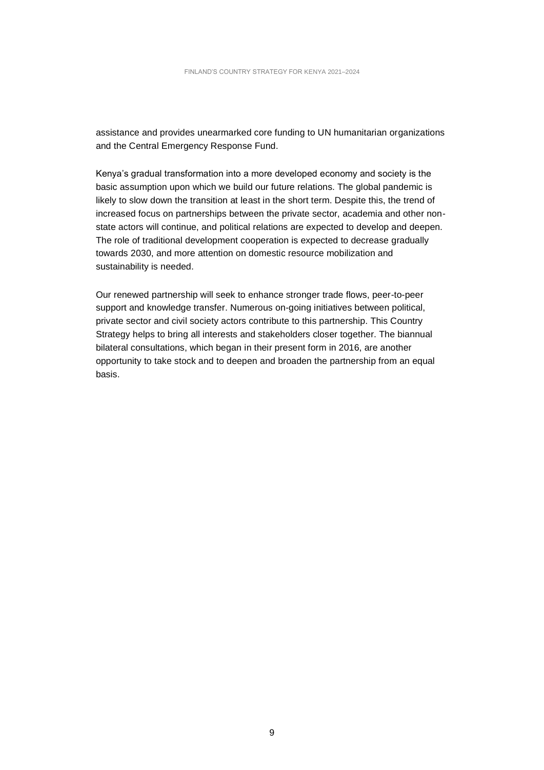assistance and provides unearmarked core funding to UN humanitarian organizations and the Central Emergency Response Fund.

Kenya's gradual transformation into a more developed economy and society is the basic assumption upon which we build our future relations. The global pandemic is likely to slow down the transition at least in the short term. Despite this, the trend of increased focus on partnerships between the private sector, academia and other non-state actors will continue, and political relations are expected to develop and deepen. The role of traditional development cooperation is expected to decrease gradually towards 2030, and more attention on domestic resource mobilization and sustainability is needed.

Our renewed partnership will seek to enhance stronger trade flows, peer-to-peer support and knowledge transfer. Numerous on-going initiatives between political, private sector and civil society actors contribute to this partnership. This Country Strategy helps to bring all interests and stakeholders closer together. The biannual bilateral consultations, which began in their present form in 2016, are another opportunity to take stock and to deepen and broaden the partnership from an equal basis.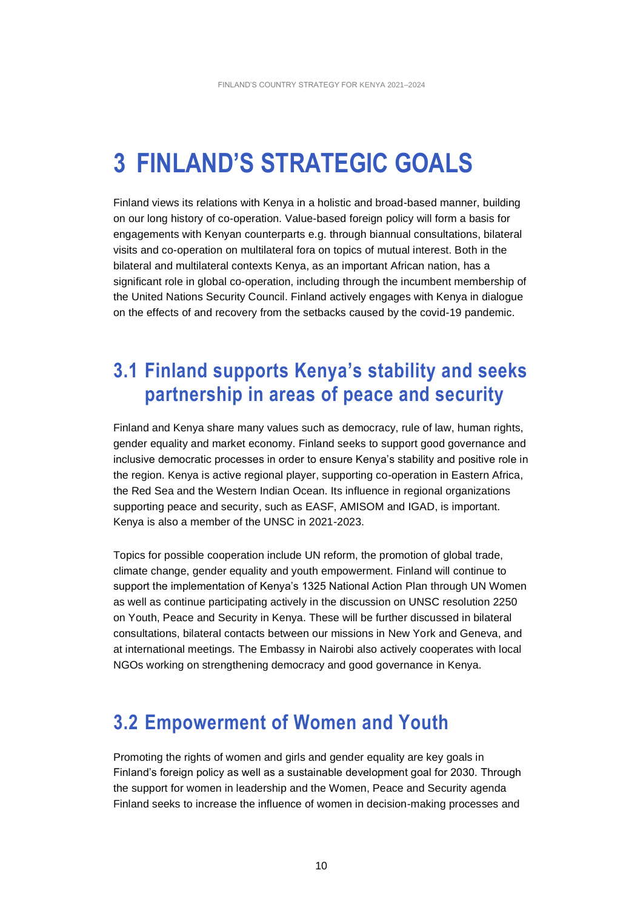# 3 FINLAND'S STRATEGIC GOALS

Finland views its relations with Kenya in a holistic and broad-based manner, building on our long history of co-operation. Value-based foreign policy will form a basis for engagements with Kenyan counterparts e.g. through biannual consultations, bilateral visits and co-operation on multilateral fora on topics of mutual interest. Both in the bilateral and multilateral contexts Kenya, as an important African nation, has a significant role in global co-operation, including through the incumbent membership of the United Nations Security Council. Finland actively engages with Kenya in dialogue on the effects of and recovery from the setbacks caused by the covid-19 pandemic.

## 3.1 Finland supports Kenya's stability and seeks partnership in areas of peace and security

Finland and Kenya share many values such as democracy, rule of law, human rights, gender equality and market economy. Finland seeks to support good governance and inclusive democratic processes in order to ensure Kenya's stability and positive role in the region. Kenya is active regional player, supporting co-operation in Eastern Africa, the Red Sea and the Western Indian Ocean. Its influence in regional organizations supporting peace and security, such as EASF, AMISOM and IGAD, is important. Kenya is also a member of the UNSC in 2021-2023.

Topics for possible cooperation include UN reform, the promotion of global trade, climate change, gender equality and youth empowerment. Finland will continue to support the implementation of Kenya's 1325 National Action Plan through UN Women as well as continue participating actively in the discussion on UNSC resolution 2250 on Youth, Peace and Security in Kenya. These will be further discussed in bilateral consultations, bilateral contacts between our missions in New York and Geneva, and at international meetings. The Embassy in Nairobi also actively cooperates with local NGOs working on strengthening democracy and good governance in Kenya.

## 3.2 Empowerment of Women and Youth

Promoting the rights of women and girls and gender equality are key goals in Finland's foreign policy as well as a sustainable development goal for 2030. Through the support for women in leadership and the Women, Peace and Security agenda Finland seeks to increase the influence of women in decision-making processes and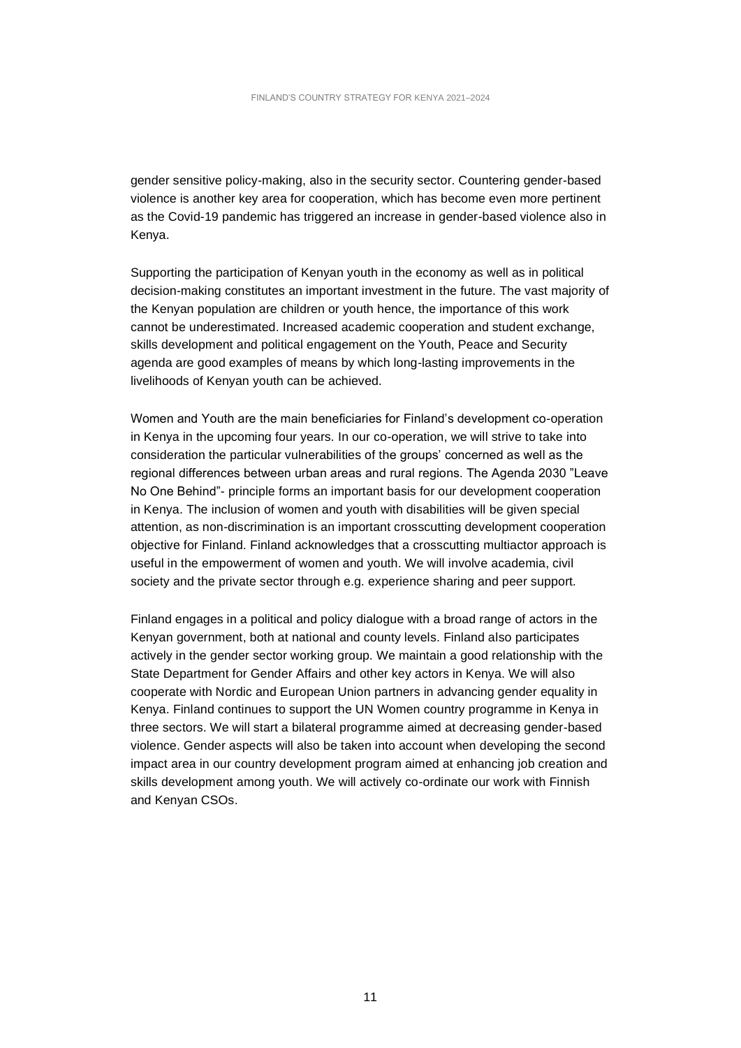gender sensitive policy-making, also in the security sector. Countering gender-based violence is another key area for cooperation, which has become even more pertinent as the Covid-19 pandemic has triggered an increase in gender-based violence also in Kenya.

Supporting the participation of Kenyan youth in the economy as well as in political decision-making constitutes an important investment in the future. The vast majority of the Kenyan population are children or youth hence, the importance of this work cannot be underestimated. Increased academic cooperation and student exchange, skills development and political engagement on the Youth, Peace and Security agenda are good examples of means by which long-lasting improvements in the livelihoods of Kenyan youth can be achieved.

Women and Youth are the main beneficiaries for Finland's development co-operation in Kenya in the upcoming four years. In our co-operation, we will strive to take into consideration the particular vulnerabilities of the groups' concerned as well as the regional differences between urban areas and rural regions. The Agenda 2030 "Leave No One Behind"- principle forms an important basis for our development cooperation in Kenya. The inclusion of women and youth with disabilities will be given special attention, as non-discrimination is an important crosscutting development cooperation objective for Finland. Finland acknowledges that a crosscutting multiactor approach is useful in the empowerment of women and youth. We will involve academia, civil society and the private sector through e.g. experience sharing and peer support.

Finland engages in a political and policy dialogue with a broad range of actors in the Kenyan government, both at national and county levels. Finland also participates actively in the gender sector working group. We maintain a good relationship with the State Department for Gender Affairs and other key actors in Kenya. We will also cooperate with Nordic and European Union partners in advancing gender equality in Kenya. Finland continues to support the UN Women country programme in Kenya in three sectors. We will start a bilateral programme aimed at decreasing gender-based violence. Gender aspects will also be taken into account when developing the second impact area in our country development program aimed at enhancing job creation and skills development among youth. We will actively co-ordinate our work with Finnish and Kenyan CSOs.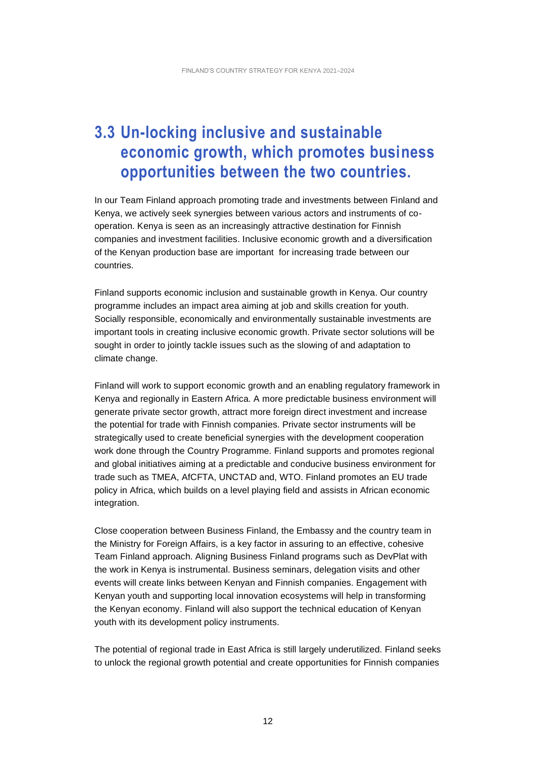## 3.3 Un-locking inclusive and sustainable economic growth, which promotes business opportunities between the two countries.

In our Team Finland approach promoting trade and investments between Finland and Kenya, we actively seek synergies between various actors and instruments of co-operation. Kenya is seen as an increasingly attractive destination for Finnish companies and investment facilities. Inclusive economic growth and a diversification of the Kenyan production base are important for increasing trade between our countries.

Finland supports economic inclusion and sustainable growth in Kenya. Our country programme includes an impact area aiming at job and skills creation for youth. Socially responsible, economically and environmentally sustainable investments are important tools in creating inclusive economic growth. Private sector solutions will be sought in order to jointly tackle issues such as the slowing of and adaptation to climate change.

Finland will work to support economic growth and an enabling regulatory framework in Kenya and regionally in Eastern Africa. A more predictable business environment will generate private sector growth, attract more foreign direct investment and increase the potential for trade with Finnish companies. Private sector instruments will be strategically used to create beneficial synergies with the development cooperation work done through the Country Programme. Finland supports and promotes regional and global initiatives aiming at a predictable and conducive business environment for trade such as TMEA, AfCFTA, UNCTAD and, WTO. Finland promotes an EU trade policy in Africa, which builds on a level playing field and assists in African economic integration.

Close cooperation between Business Finland, the Embassy and the country team in the Ministry for Foreign Affairs, is a key factor in assuring to an effective, cohesive Team Finland approach. Aligning Business Finland programs such as DevPlat with the work in Kenya is instrumental. Business seminars, delegation visits and other events will create links between Kenyan and Finnish companies. Engagement with Kenyan youth and supporting local innovation ecosystems will help in transforming the Kenyan economy. Finland will also support the technical education of Kenyan youth with its development policy instruments.

The potential of regional trade in East Africa is still largely underutilized. Finland seeks to unlock the regional growth potential and create opportunities for Finnish companies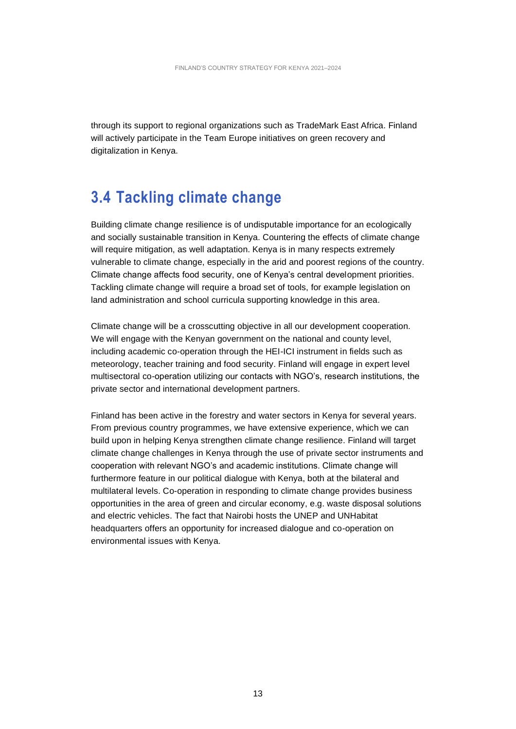through its support to regional organizations such as TradeMark East Africa. Finland will actively participate in the Team Europe initiatives on green recovery and digitalization in Kenya.

## 3.4 Tackling climate change

Building climate change resilience is of undisputable importance for an ecologically and socially sustainable transition in Kenya. Countering the effects of climate change will require mitigation, as well adaptation. Kenya is in many respects extremely vulnerable to climate change, especially in the arid and poorest regions of the country. Climate change affects food security, one of Kenya's central development priorities. Tackling climate change will require a broad set of tools, for example legislation on land administration and school curricula supporting knowledge in this area.

Climate change will be a crosscutting objective in all our development cooperation. We will engage with the Kenyan government on the national and county level, including academic co-operation through the HEI-ICI instrument in fields such as meteorology, teacher training and food security. Finland will engage in expert level multisectoral co-operation utilizing our contacts with NGO's, research institutions, the private sector and international development partners.

Finland has been active in the forestry and water sectors in Kenya for several years. From previous country programmes, we have extensive experience, which we can build upon in helping Kenya strengthen climate change resilience. Finland will target climate change challenges in Kenya through the use of private sector instruments and cooperation with relevant NGO's and academic institutions. Climate change will furthermore feature in our political dialogue with Kenya, both at the bilateral and multilateral levels. Co-operation in responding to climate change provides business opportunities in the area of green and circular economy, e.g. waste disposal solutions and electric vehicles. The fact that Nairobi hosts the UNEP and UNHabitat headquarters offers an opportunity for increased dialogue and co-operation on environmental issues with Kenya.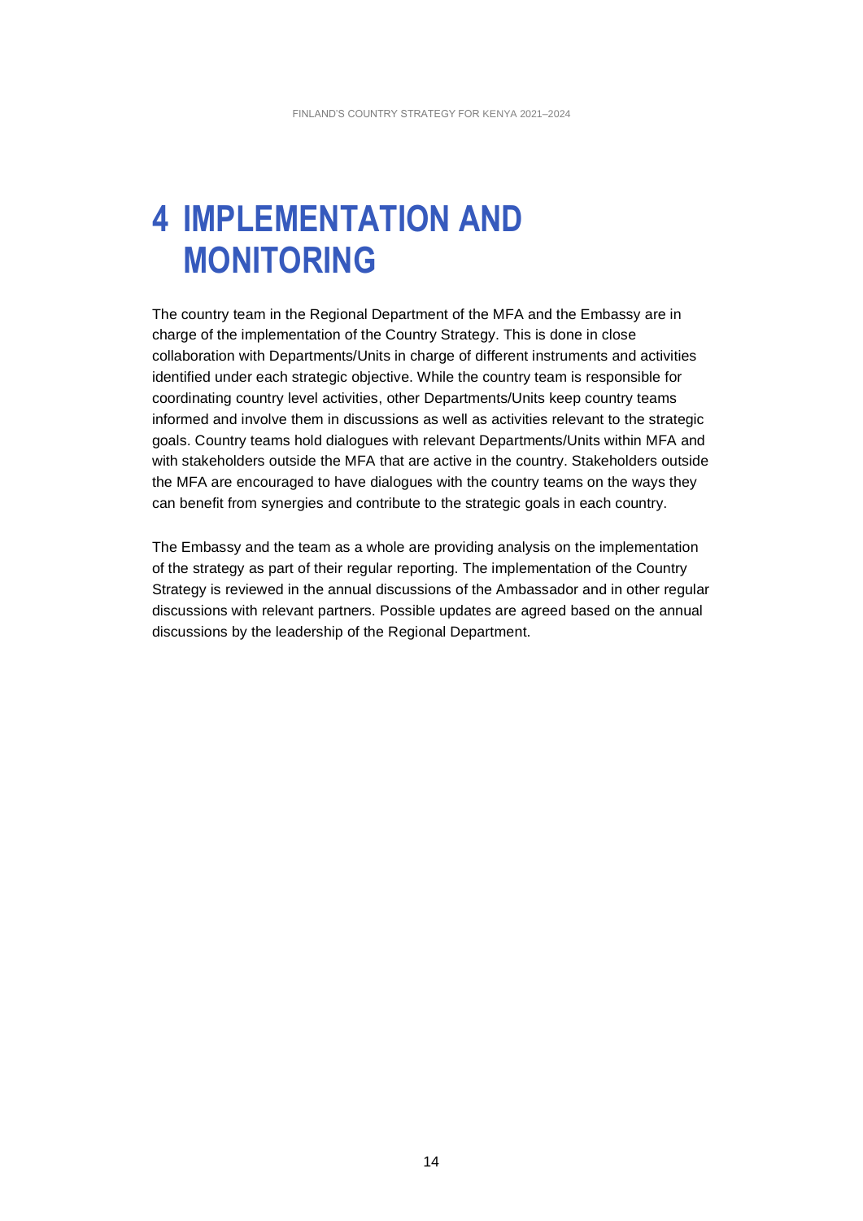# 4 IMPLEMENTATION AND MONITORING

The country team in the Regional Department of the MFA and the Embassy are in charge of the implementation of the Country Strategy. This is done in close collaboration with Departments/Units in charge of different instruments and activities identified under each strategic objective. While the country team is responsible for coordinating country level activities, other Departments/Units keep country teams informed and involve them in discussions as well as activities relevant to the strategic goals. Country teams hold dialogues with relevant Departments/Units within MFA and with stakeholders outside the MFA that are active in the country. Stakeholders outside the MFA are encouraged to have dialogues with the country teams on the ways they can benefit from synergies and contribute to the strategic goals in each country.

The Embassy and the team as a whole are providing analysis on the implementation of the strategy as part of their regular reporting. The implementation of the Country Strategy is reviewed in the annual discussions of the Ambassador and in other regular discussions with relevant partners. Possible updates are agreed based on the annual discussions by the leadership of the Regional Department.